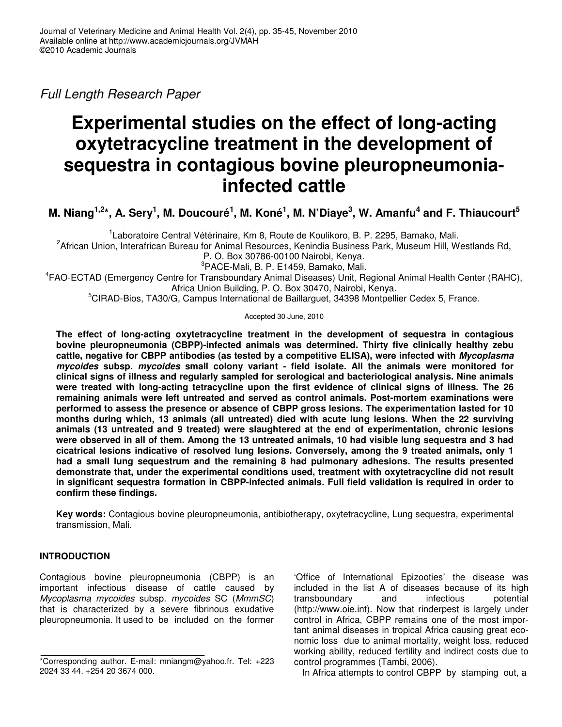Full Length Research Paper

# Experimental studies on the effect of long-acting oxytetracycline treatment in the development of sequestra in contagious bovine pleuropneumonia-infected cattle

**M. Niang[1,2]*, A. Sery[1], M. Doucouré[1], M. Koné[1], M. N'Diaye[3], W. Amanfu[4] and F. Thiaucourt[5]**

[1]Laboratoire Central Vétérinaire, Km 8, Route de Koulikoro, B. P. 2295, Bamako, Mali.
[2]African Union, Interafrican Bureau for Animal Resources, Kenindia Business Park, Museum Hill, Westlands Rd, P. O. Box 30786-00100 Nairobi, Kenya.
[3]PACE-Mali, B. P. E1459, Bamako, Mali.
[4]FAO-ECTAD (Emergency Centre for Transboundary Animal Diseases) Unit, Regional Animal Health Center (RAHC), Africa Union Building, P. O. Box 30470, Nairobi, Kenya.
[5]CIRAD-Bios, TA30/G, Campus International de Baillarguet, 34398 Montpellier Cedex 5, France.

Accepted 30 June, 2010

**The effect of long-acting oxytetracycline treatment in the development of sequestra in contagious bovine pleuropneumonia (CBPP)-infected animals was determined. Thirty five clinically healthy zebu cattle, negative for CBPP antibodies (as tested by a competitive ELISA), were infected with *Mycoplasma mycoides* subsp. *mycoides* small colony variant - field isolate. All the animals were monitored for clinical signs of illness and regularly sampled for serological and bacteriological analysis. Nine animals were treated with long-acting tetracycline upon the first evidence of clinical signs of illness. The 26 remaining animals were left untreated and served as control animals. Post-mortem examinations were performed to assess the presence or absence of CBPP gross lesions. The experimentation lasted for 10 months during which, 13 animals (all untreated) died with acute lung lesions. When the 22 surviving animals (13 untreated and 9 treated) were slaughtered at the end of experimentation, chronic lesions were observed in all of them. Among the 13 untreated animals, 10 had visible lung sequestra and 3 had cicatricial lesions indicative of resolved lung lesions. Conversely, among the 9 treated animals, only 1 had a small lung sequestrum and the remaining 8 had pulmonary adhesions. The results presented demonstrate that, under the experimental conditions used, treatment with oxytetracycline did not result in significant sequestra formation in CBPP-infected animals. Full field validation is required in order to confirm these findings.**

**Key words:** Contagious bovine pleuropneumonia, antibiotherapy, oxytetracycline, Lung sequestra, experimental transmission, Mali.

## INTRODUCTION

Contagious bovine pleuropneumonia (CBPP) is an important infectious disease of cattle caused by *Mycoplasma mycoides* subsp. *mycoides* SC (*MmmSC*) that is characterized by a severe fibrinous exudative pleuropneumonia. It used to be included on the former 'Office of International Epizooties' the disease was included in the list A of diseases because of its high transboundary and infectious potential (http://www.oie.int). Now that rinderpest is largely under control in Africa, CBPP remains one of the most important animal diseases in tropical Africa causing great economic loss due to animal mortality, weight loss, reduced working ability, reduced fertility and indirect costs due to control programmes (Tambi, 2006).

In Africa attempts to control CBPP by stamping out, a

*Corresponding author. E-mail: mniangm@yahoo.fr. Tel: +223 2024 33 44. +254 20 3674 000.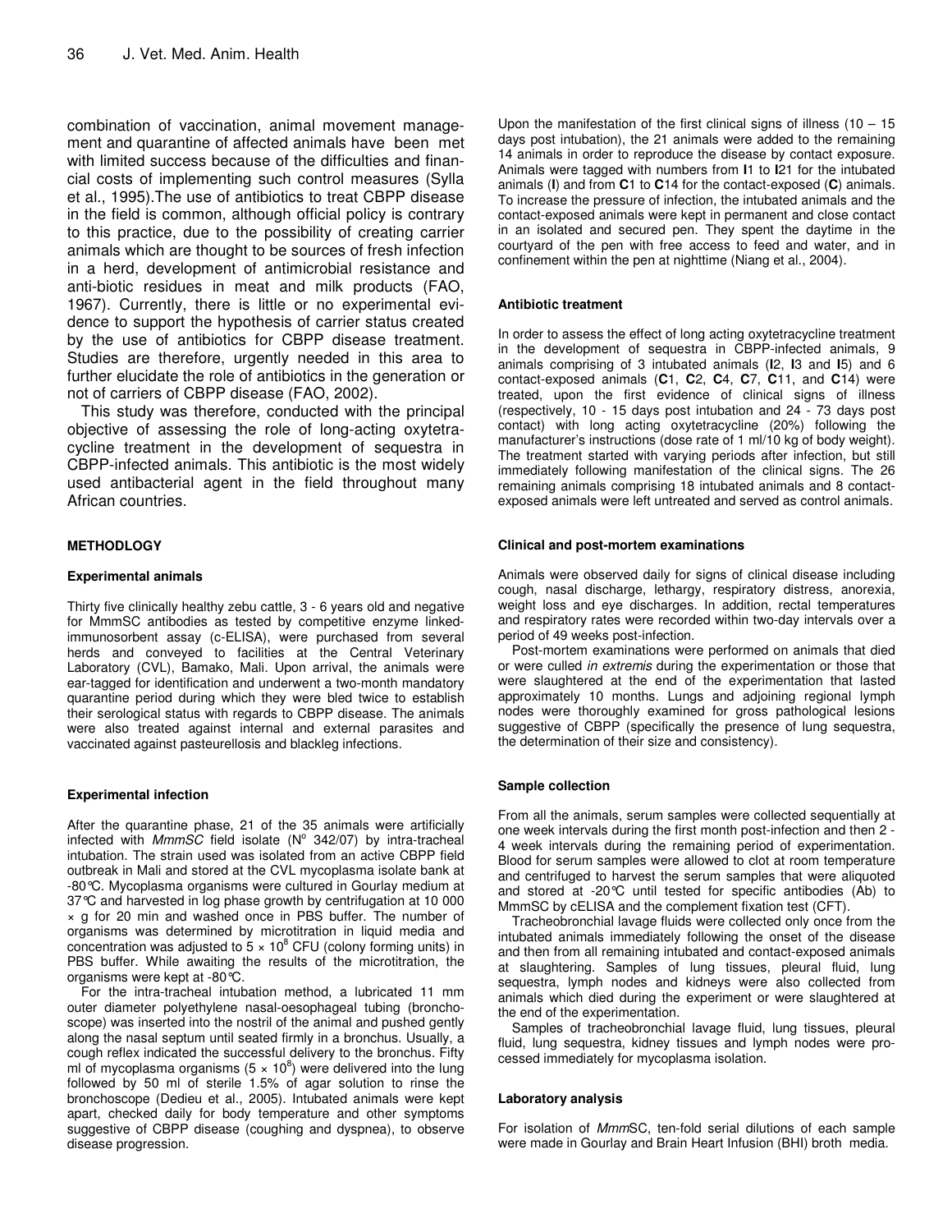combination of vaccination, animal movement management and quarantine of affected animals have been met with limited success because of the difficulties and financial costs of implementing such control measures (Sylla et al., 1995).The use of antibiotics to treat CBPP disease in the field is common, although official policy is contrary to this practice, due to the possibility of creating carrier animals which are thought to be sources of fresh infection in a herd, development of antimicrobial resistance and anti-biotic residues in meat and milk products (FAO, 1967). Currently, there is little or no experimental evidence to support the hypothesis of carrier status created by the use of antibiotics for CBPP disease treatment. Studies are therefore, urgently needed in this area to further elucidate the role of antibiotics in the generation or not of carriers of CBPP disease (FAO, 2002).

This study was therefore, conducted with the principal objective of assessing the role of long-acting oxytetracycline treatment in the development of sequestra in CBPP-infected animals. This antibiotic is the most widely used antibacterial agent in the field throughout many African countries.

## METHODOLOGY

### Experimental animals

Thirty five clinically healthy zebu cattle, 3 - 6 years old and negative for MmmSC antibodies as tested by competitive enzyme linked-immunosorbent assay (c-ELISA), were purchased from several herds and conveyed to facilities at the Central Veterinary Laboratory (CVL), Bamako, Mali. Upon arrival, the animals were ear-tagged for identification and underwent a two-month mandatory quarantine period during which they were bled twice to establish their serological status with regards to CBPP disease. The animals were also treated against internal and external parasites and vaccinated against pasteurellosis and blackleg infections.

### Experimental infection

After the quarantine phase, 21 of the 35 animals were artificially infected with *MmmSC* field isolate (N° 342/07) by intra-tracheal intubation. The strain used was isolated from an active CBPP field outbreak in Mali and stored at the CVL mycoplasma isolate bank at -80°C. Mycoplasma organisms were cultured in Gourlay medium at 37°C and harvested in log phase growth by centrifugation at 10 000 × g for 20 min and washed once in PBS buffer. The number of organisms was determined by microtitration in liquid media and concentration was adjusted to $5 \times 10^8$ CFU (colony forming units) in PBS buffer. While awaiting the results of the microtitration, the organisms were kept at -80°C.

For the intra-tracheal intubation method, a lubricated 11 mm outer diameter polyethylene nasal-oesophageal tubing (bronchoscope) was inserted into the nostril of the animal and pushed gently along the nasal septum until seated firmly in a bronchus. Usually, a cough reflex indicated the successful delivery to the bronchus. Fifty ml of mycoplasma organisms ($5 \times 10^8$) were delivered into the lung followed by 50 ml of sterile 1.5% of agar solution to rinse the bronchoscope (Dedieu et al., 2005). Intubated animals were kept apart, checked daily for body temperature and other symptoms suggestive of CBPP disease (coughing and dyspnea), to observe disease progression.

Upon the manifestation of the first clinical signs of illness (10 – 15 days post intubation), the 21 animals were added to the remaining 14 animals in order to reproduce the disease by contact exposure. Animals were tagged with numbers from **I**1 to **I**21 for the intubated animals (**I**) and from **C**1 to **C**14 for the contact-exposed (**C**) animals. To increase the pressure of infection, the intubated animals and the contact-exposed animals were kept in permanent and close contact in an isolated and secured pen. They spent the daytime in the courtyard of the pen with free access to feed and water, and in confinement within the pen at nighttime (Niang et al., 2004).

### Antibiotic treatment

In order to assess the effect of long acting oxytetracycline treatment in the development of sequestra in CBPP-infected animals, 9 animals comprising of 3 intubated animals (**I**2, **I**3 and **I**5) and 6 contact-exposed animals (**C**1, **C**2, **C**4, **C**7, **C**11, and **C**14) were treated, upon the first evidence of clinical signs of illness (respectively, 10 - 15 days post intubation and 24 - 73 days post contact) with long acting oxytetracycline (20%) following the manufacturer's instructions (dose rate of 1 ml/10 kg of body weight). The treatment started with varying periods after infection, but still immediately following manifestation of the clinical signs. The 26 remaining animals comprising 18 intubated animals and 8 contact-exposed animals were left untreated and served as control animals.

### Clinical and post-mortem examinations

Animals were observed daily for signs of clinical disease including cough, nasal discharge, lethargy, respiratory distress, anorexia, weight loss and eye discharges. In addition, rectal temperatures and respiratory rates were recorded within two-day intervals over a period of 49 weeks post-infection.

Post-mortem examinations were performed on animals that died or were culled *in extremis* during the experimentation or those that were slaughtered at the end of the experimentation that lasted approximately 10 months. Lungs and adjoining regional lymph nodes were thoroughly examined for gross pathological lesions suggestive of CBPP (specifically the presence of lung sequestra, the determination of their size and consistency).

### Sample collection

From all the animals, serum samples were collected sequentially at one week intervals during the first month post-infection and then 2 - 4 week intervals during the remaining period of experimentation. Blood for serum samples were allowed to clot at room temperature and centrifuged to harvest the serum samples that were aliquoted and stored at -20°C until tested for specific antibodies (Ab) to MmmSC by cELISA and the complement fixation test (CFT).

Tracheobronchial lavage fluids were collected only once from the intubated animals immediately following the onset of the disease and then from all remaining intubated and contact-exposed animals at slaughtering. Samples of lung tissues, pleural fluid, lung sequestra, lymph nodes and kidneys were also collected from animals which died during the experiment or were slaughtered at the end of the experimentation.

Samples of tracheobronchial lavage fluid, lung tissues, pleural fluid, lung sequestra, kidney tissues and lymph nodes were processed immediately for mycoplasma isolation.

### Laboratory analysis

For isolation of *Mmm*SC, ten-fold serial dilutions of each sample were made in Gourlay and Brain Heart Infusion (BHI) broth media.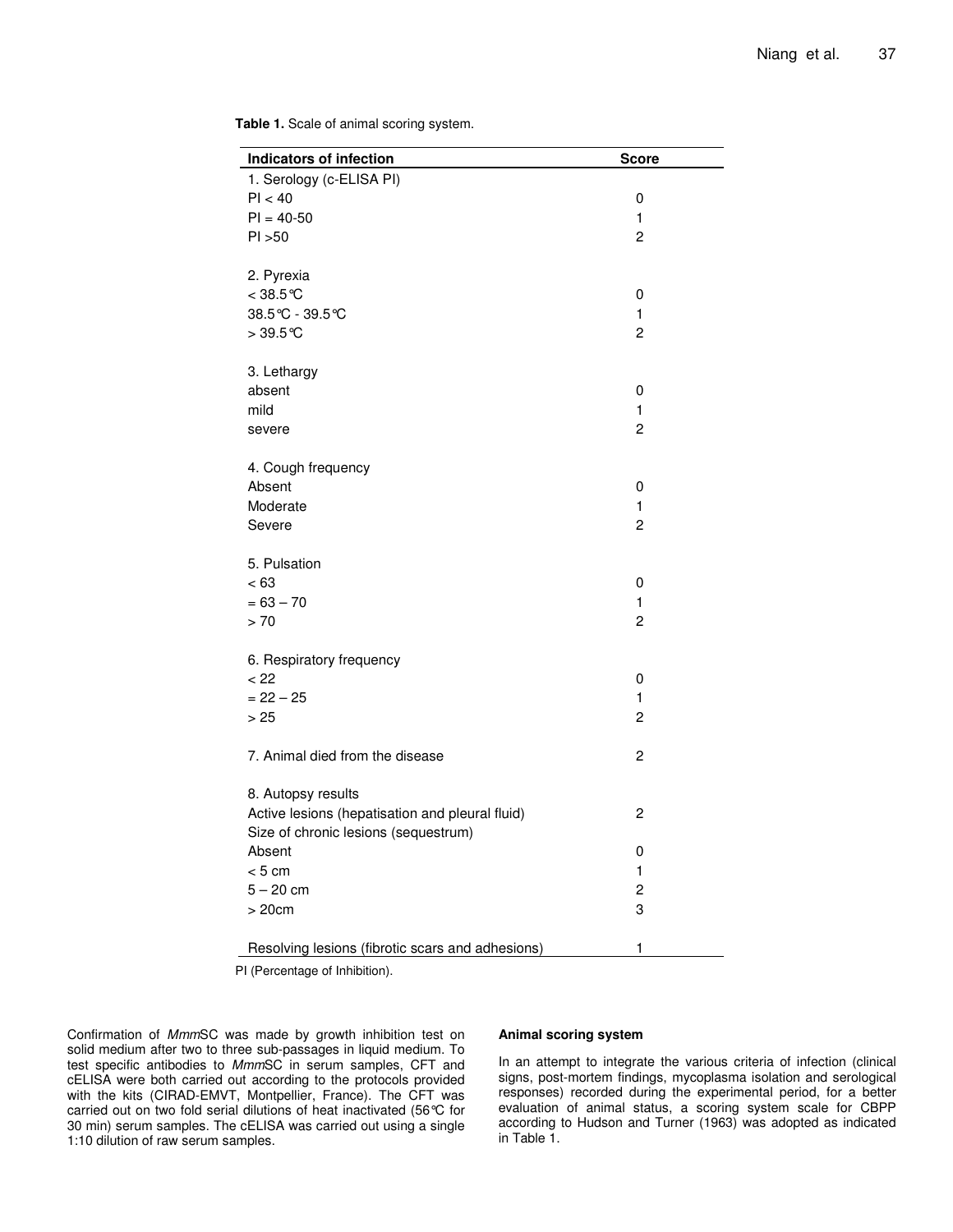**Table 1.** Scale of animal scoring system.

| Indicators of infection | Score |
|---|---|
| 1. Serology (c-ELISA PI) | |
| PI < 40 | 0 |
| PI = 40-50 | 1 |
| PI >50 | 2 |
| | |
| 2. Pyrexia | |
| < 38.5°C | 0 |
| 38.5°C - 39.5°C | 1 |
| > 39.5°C | 2 |
| | |
| 3. Lethargy | |
| absent | 0 |
| mild | 1 |
| severe | 2 |
| | |
| 4. Cough frequency | |
| Absent | 0 |
| Moderate | 1 |
| Severe | 2 |
| | |
| 5. Pulsation | |
| < 63 | 0 |
| = 63 – 70 | 1 |
| > 70 | 2 |
| | |
| 6. Respiratory frequency | |
| < 22 | 0 |
| = 22 – 25 | 1 |
| > 25 | 2 |
| | |
| 7. Animal died from the disease | 2 |
| | |
| 8. Autopsy results | |
| Active lesions (hepatisation and pleural fluid) | 2 |
| Size of chronic lesions (sequestrum) | |
| Absent | 0 |
| < 5 cm | 1 |
| 5 – 20 cm | 2 |
| > 20cm | 3 |
| | |
| Resolving lesions (fibrotic scars and adhesions) | 1 |

PI (Percentage of Inhibition).

Confirmation of *Mmm*SC was made by growth inhibition test on solid medium after two to three sub-passages in liquid medium. To test specific antibodies to *Mmm*SC in serum samples, CFT and cELISA were both carried out according to the protocols provided with the kits (CIRAD-EMVT, Montpellier, France). The CFT was carried out on two fold serial dilutions of heat inactivated (56°C for 30 min) serum samples. The cELISA was carried out using a single 1:10 dilution of raw serum samples.

**Animal scoring system**

In an attempt to integrate the various criteria of infection (clinical signs, post-mortem findings, mycoplasma isolation and serological responses) recorded during the experimental period, for a better evaluation of animal status, a scoring system scale for CBPP according to Hudson and Turner (1963) was adopted as indicated in Table 1.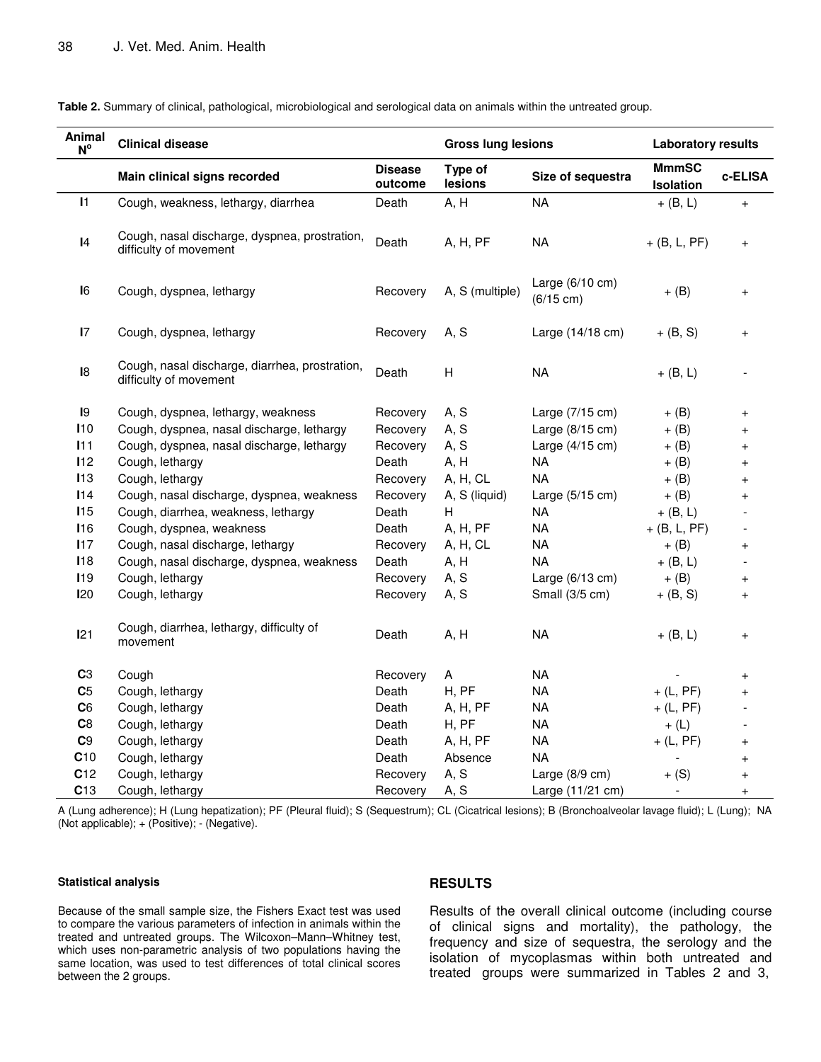**Table 2.** Summary of clinical, pathological, microbiological and serological data on animals within the untreated group.

| Animal N° | Clinical disease | | Gross lung lesions | | Laboratory results | |
|---|---|---|---|---|---|---|
| | **Main clinical signs recorded** | **Disease outcome** | **Type of lesions** | **Size of sequestra** | **MmmSC Isolation** | **c-ELISA** |
| I1 | Cough, weakness, lethargy, diarrhea | Death | A, H | NA | + (B, L) | + |
| I4 | Cough, nasal discharge, dyspnea, prostration, difficulty of movement | Death | A, H, PF | NA | + (B, L, PF) | + |
| I6 | Cough, dyspnea, lethargy | Recovery | A, S (multiple) | Large (6/10 cm) (6/15 cm) | + (B) | + |
| I7 | Cough, dyspnea, lethargy | Recovery | A, S | Large (14/18 cm) | + (B, S) | + |
| I8 | Cough, nasal discharge, diarrhea, prostration, difficulty of movement | Death | H | NA | + (B, L) | - |
| I9 | Cough, dyspnea, lethargy, weakness | Recovery | A, S | Large (7/15 cm) | + (B) | + |
| I10 | Cough, dyspnea, nasal discharge, lethargy | Recovery | A, S | Large (8/15 cm) | + (B) | + |
| I11 | Cough, dyspnea, nasal discharge, lethargy | Recovery | A, S | Large (4/15 cm) | + (B) | + |
| I12 | Cough, lethargy | Death | A, H | NA | + (B) | + |
| I13 | Cough, lethargy | Recovery | A, H, CL | NA | + (B) | + |
| I14 | Cough, nasal discharge, dyspnea, weakness | Recovery | A, S (liquid) | Large (5/15 cm) | + (B) | + |
| I15 | Cough, diarrhea, weakness, lethargy | Death | H | NA | + (B, L) | - |
| I16 | Cough, dyspnea, weakness | Death | A, H, PF | NA | + (B, L, PF) | - |
| I17 | Cough, nasal discharge, lethargy | Recovery | A, H, CL | NA | + (B) | + |
| I18 | Cough, nasal discharge, dyspnea, weakness | Death | A, H | NA | + (B, L) | - |
| I19 | Cough, lethargy | Recovery | A, S | Large (6/13 cm) | + (B) | + |
| I20 | Cough, lethargy | Recovery | A, S | Small (3/5 cm) | + (B, S) | + |
| I21 | Cough, diarrhea, lethargy, difficulty of movement | Death | A, H | NA | + (B, L) | + |
| C3 | Cough | Recovery | A | NA | - | + |
| C5 | Cough, lethargy | Death | H, PF | NA | + (L, PF) | + |
| C6 | Cough, lethargy | Death | A, H, PF | NA | + (L, PF) | - |
| C8 | Cough, lethargy | Death | H, PF | NA | + (L) | - |
| C9 | Cough, lethargy | Death | A, H, PF | NA | + (L, PF) | + |
| C10 | Cough, lethargy | Death | Absence | NA | - | + |
| C12 | Cough, lethargy | Recovery | A, S | Large (8/9 cm) | + (S) | + |
| C13 | Cough, lethargy | Recovery | A, S | Large (11/21 cm) | - | + |

A (Lung adherence); H (Lung hepatization); PF (Pleural fluid); S (Sequestrum); CL (Cicatrical lesions); B (Bronchoalveolar lavage fluid); L (Lung); NA (Not applicable); + (Positive); - (Negative).

#### Statistical analysis

Because of the small sample size, the Fishers Exact test was used to compare the various parameters of infection in animals within the treated and untreated groups. The Wilcoxon–Mann–Whitney test, which uses non-parametric analysis of two populations having the same location, was used to test differences of total clinical scores between the 2 groups.

## RESULTS

Results of the overall clinical outcome (including course of clinical signs and mortality), the pathology, the frequency and size of sequestra, the serology and the isolation of mycoplasmas within both untreated and treated groups were summarized in Tables 2 and 3,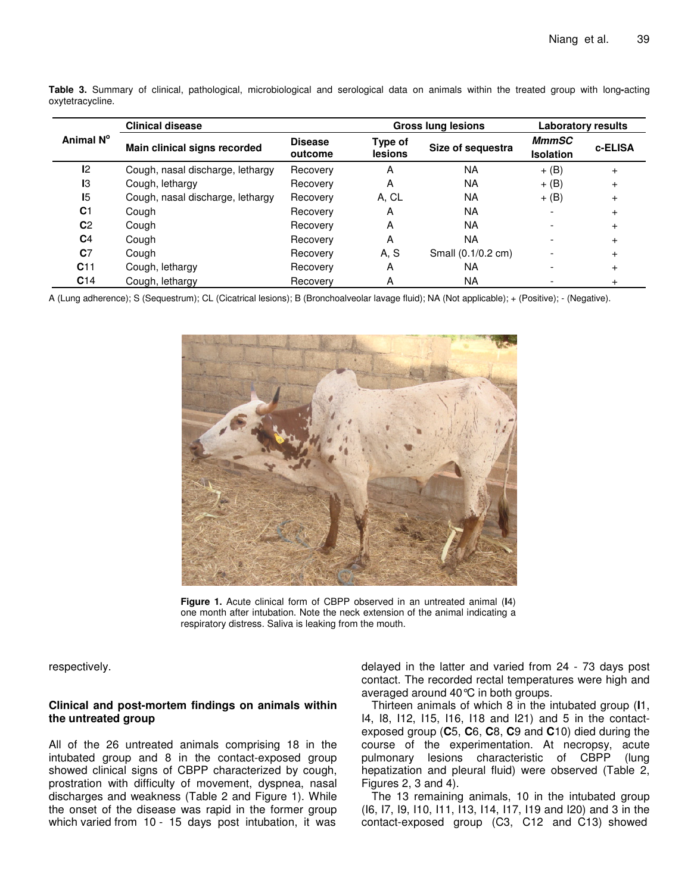**Table 3.** Summary of clinical, pathological, microbiological and serological data on animals within the treated group with long-acting oxytetracycline.

| Animal N° | Clinical disease | | Gross lung lesions | | Laboratory results | |
|---|---|---|---|---|---|---|
| | Main clinical signs recorded | Disease outcome | Type of lesions | Size of sequestra | *MmmSC* Isolation | c-ELISA |
| **I**2 | Cough, nasal discharge, lethargy | Recovery | A | NA | + (B) | + |
| **I**3 | Cough, lethargy | Recovery | A | NA | + (B) | + |
| **I**5 | Cough, nasal discharge, lethargy | Recovery | A, CL | NA | + (B) | + |
| **C**1 | Cough | Recovery | A | NA | - | + |
| **C**2 | Cough | Recovery | A | NA | - | + |
| **C**4 | Cough | Recovery | A | NA | - | + |
| **C**7 | Cough | Recovery | A, S | Small (0.1/0.2 cm) | - | + |
| **C**11 | Cough, lethargy | Recovery | A | NA | - | + |
| **C**14 | Cough, lethargy | Recovery | A | NA | - | + |

A (Lung adherence); S (Sequestrum); CL (Cicatrical lesions); B (Bronchoalveolar lavage fluid); NA (Not applicable); + (Positive); - (Negative).

**Figure 1.** Acute clinical form of CBPP observed in an untreated animal (**I**4) one month after intubation. Note the neck extension of the animal indicating a respiratory distress. Saliva is leaking from the mouth.

respectively.

### Clinical and post-mortem findings on animals within the untreated group

All of the 26 untreated animals comprising 18 in the intubated group and 8 in the contact-exposed group showed clinical signs of CBPP characterized by cough, prostration with difficulty of movement, dyspnea, nasal discharges and weakness (Table 2 and Figure 1). While the onset of the disease was rapid in the former group which varied from 10 - 15 days post intubation, it was delayed in the latter and varied from 24 - 73 days post contact. The recorded rectal temperatures were high and averaged around 40°C in both groups.

Thirteen animals of which 8 in the intubated group (**I**1, I4, I8, I12, I15, I16, I18 and I21) and 5 in the contact-exposed group (**C**5, **C**6, **C**8, **C**9 and **C**10) died during the course of the experimentation. At necropsy, acute pulmonary lesions characteristic of CBPP (lung hepatization and pleural fluid) were observed (Table 2, Figures 2, 3 and 4).

The 13 remaining animals, 10 in the intubated group (I6, I7, I9, I10, I11, I13, I14, I17, I19 and I20) and 3 in the contact-exposed group (C3, C12 and C13) showed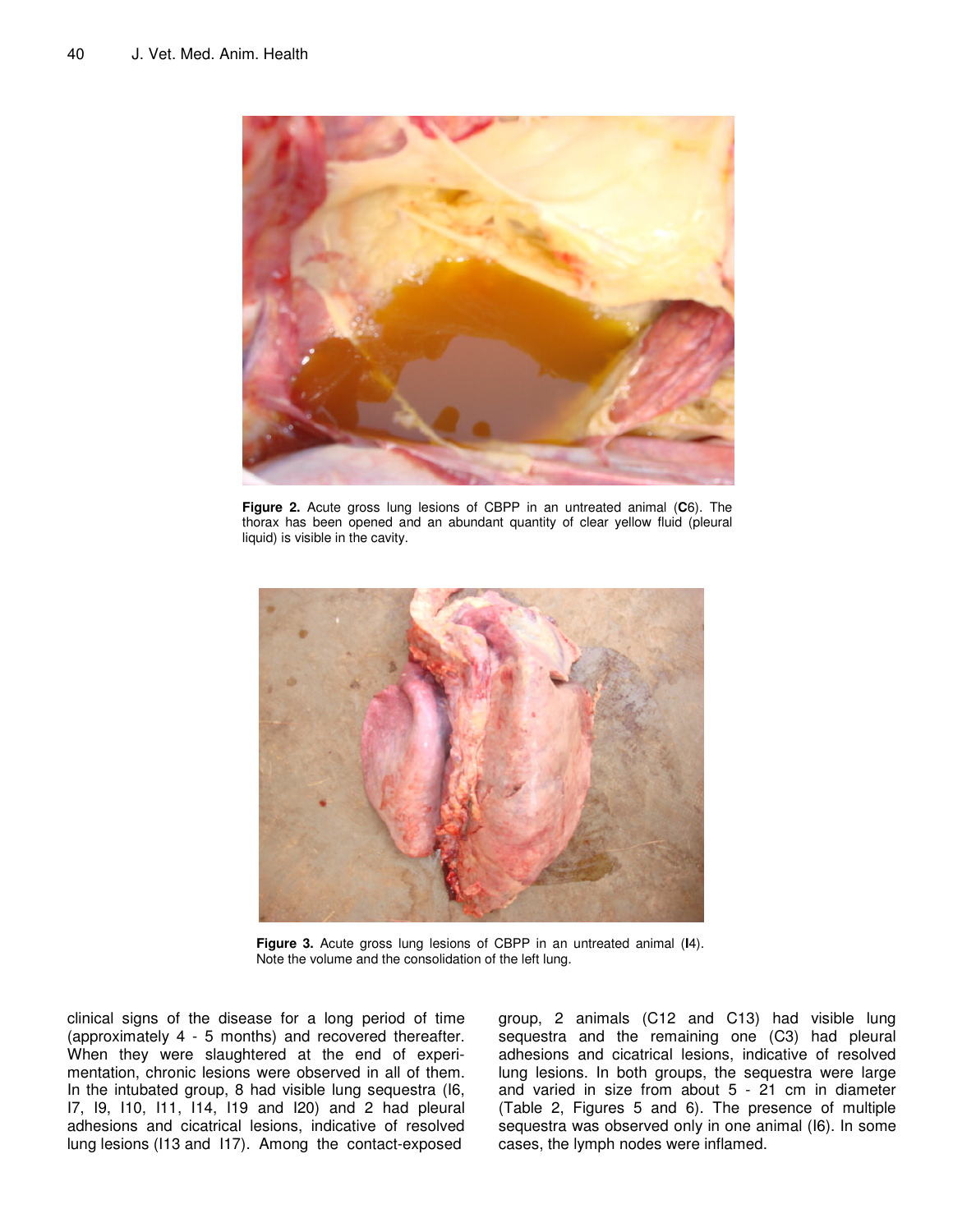**Figure 2.** Acute gross lung lesions of CBPP in an untreated animal (**C**6). The thorax has been opened and an abundant quantity of clear yellow fluid (pleural liquid) is visible in the cavity.

**Figure 3.** Acute gross lung lesions of CBPP in an untreated animal (**I**4). Note the volume and the consolidation of the left lung.

clinical signs of the disease for a long period of time (approximately 4 - 5 months) and recovered thereafter. When they were slaughtered at the end of experimentation, chronic lesions were observed in all of them. In the intubated group, 8 had visible lung sequestra (I6, I7, I9, I10, I11, I14, I19 and I20) and 2 had pleural adhesions and cicatrical lesions, indicative of resolved lung lesions (I13 and I17). Among the contact-exposed group, 2 animals (C12 and C13) had visible lung sequestra and the remaining one (C3) had pleural adhesions and cicatrical lesions, indicative of resolved lung lesions. In both groups, the sequestra were large and varied in size from about 5 - 21 cm in diameter (Table 2, Figures 5 and 6). The presence of multiple sequestra was observed only in one animal (I6). In some cases, the lymph nodes were inflamed.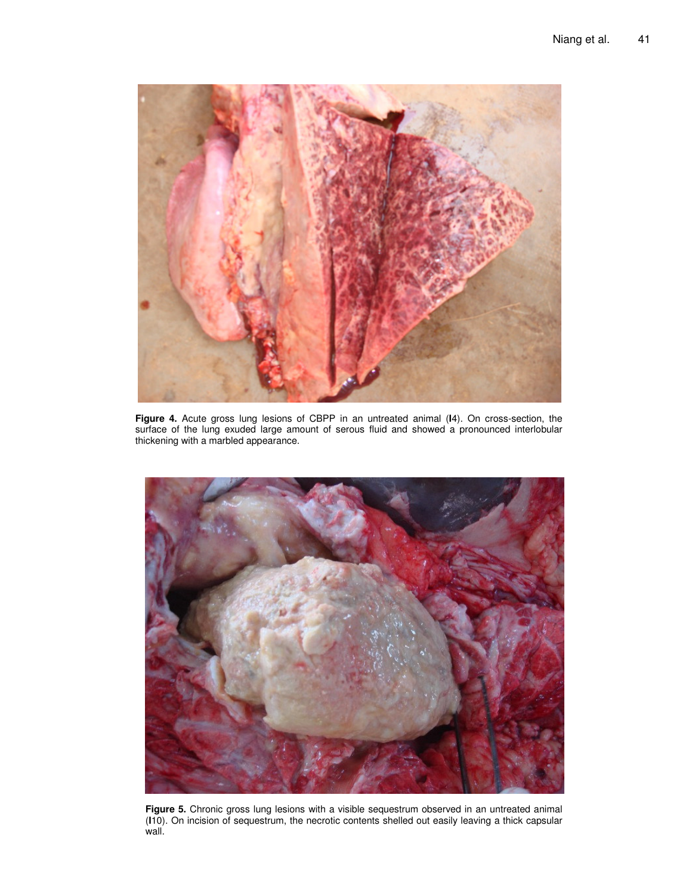**Figure 4.** Acute gross lung lesions of CBPP in an untreated animal (**I**4). On cross-section, the surface of the lung exuded large amount of serous fluid and showed a pronounced interlobular thickening with a marbled appearance.

**Figure 5.** Chronic gross lung lesions with a visible sequestrum observed in an untreated animal (**I**10). On incision of sequestrum, the necrotic contents shelled out easily leaving a thick capsular wall.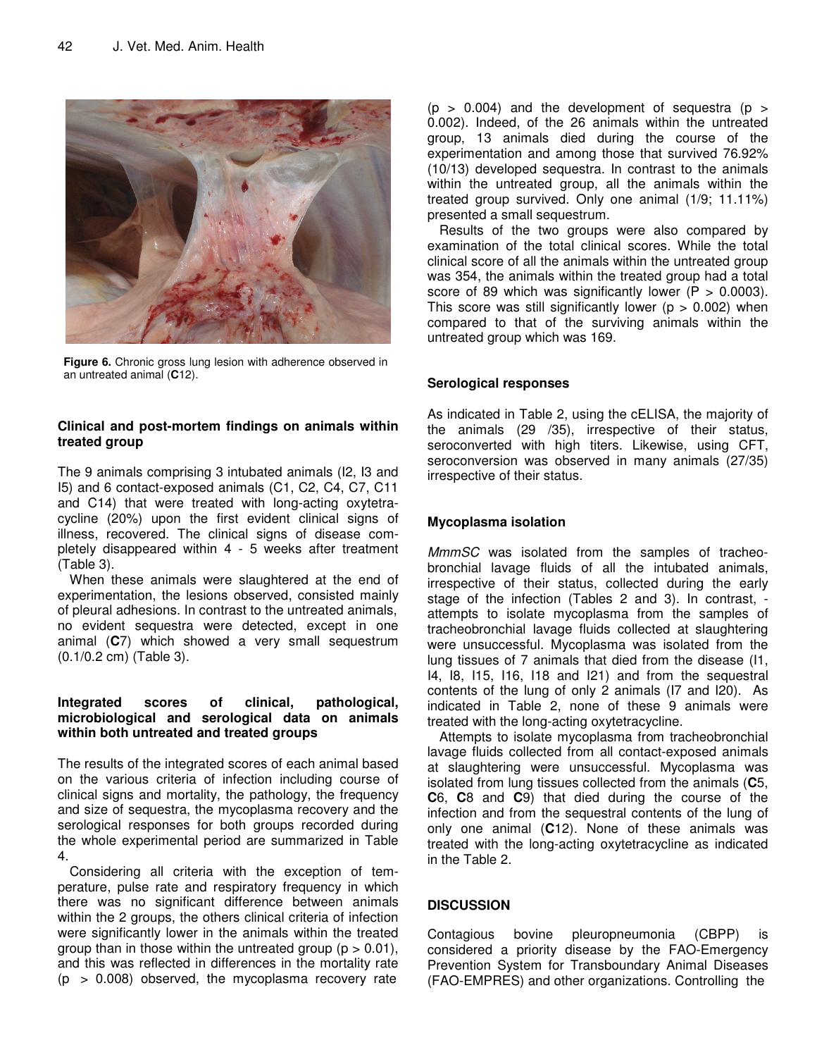Figure 6. Chronic gross lung lesion with adherence observed in an untreated animal (**C**12).

### Clinical and post-mortem findings on animals within treated group

The 9 animals comprising 3 intubated animals (I2, I3 and I5) and 6 contact-exposed animals (C1, C2, C4, C7, C11 and C14) that were treated with long-acting oxytetracycline (20%) upon the first evident clinical signs of illness, recovered. The clinical signs of disease completely disappeared within 4 - 5 weeks after treatment (Table 3).

When these animals were slaughtered at the end of experimentation, the lesions observed, consisted mainly of pleural adhesions. In contrast to the untreated animals, no evident sequestra were detected, except in one animal (**C**7) which showed a very small sequestrum (0.1/0.2 cm) (Table 3).

### Integrated scores of clinical, pathological, microbiological and serological data on animals within both untreated and treated groups

The results of the integrated scores of each animal based on the various criteria of infection including course of clinical signs and mortality, the pathology, the frequency and size of sequestra, the mycoplasma recovery and the serological responses for both groups recorded during the whole experimental period are summarized in Table 4.

Considering all criteria with the exception of temperature, pulse rate and respiratory frequency in which there was no significant difference between animals within the 2 groups, the others clinical criteria of infection were significantly lower in the animals within the treated group than in those within the untreated group ($p > 0.01$), and this was reflected in differences in the mortality rate ($p > 0.008$) observed, the mycoplasma recovery rate ($p > 0.004$) and the development of sequestra ($p > 0.002$). Indeed, of the 26 animals within the untreated group, 13 animals died during the course of the experimentation and among those that survived 76.92% (10/13) developed sequestra. In contrast to the animals within the untreated group, all the animals within the treated group survived. Only one animal (1/9; 11.11%) presented a small sequestrum.

Results of the two groups were also compared by examination of the total clinical scores. While the total clinical score of all the animals within the untreated group was 354, the animals within the treated group had a total score of 89 which was significantly lower ($P > 0.0003$). This score was still significantly lower ($p > 0.002$) when compared to that of the surviving animals within the untreated group which was 169.

### Serological responses

As indicated in Table 2, using the cELISA, the majority of the animals (29 /35), irrespective of their status, seroconverted with high titers. Likewise, using CFT, seroconversion was observed in many animals (27/35) irrespective of their status.

### Mycoplasma isolation

*MmmSC* was isolated from the samples of tracheobronchial lavage fluids of all the intubated animals, irrespective of their status, collected during the early stage of the infection (Tables 2 and 3). In contrast, - attempts to isolate mycoplasma from the samples of tracheobronchial lavage fluids collected at slaughtering were unsuccessful. Mycoplasma was isolated from the lung tissues of 7 animals that died from the disease (I1, I4, I8, I15, I16, I18 and I21) and from the sequestral contents of the lung of only 2 animals (I7 and I20). As indicated in Table 2, none of these 9 animals were treated with the long-acting oxytetracycline.

Attempts to isolate mycoplasma from tracheobronchial lavage fluids collected from all contact-exposed animals at slaughtering were unsuccessful. Mycoplasma was isolated from lung tissues collected from the animals (**C**5, **C**6, **C**8 and **C**9) that died during the course of the infection and from the sequestral contents of the lung of only one animal (**C**12). None of these animals was treated with the long-acting oxytetracycline as indicated in the Table 2.

## DISCUSSION

Contagious bovine pleuropneumonia (CBPP) is considered a priority disease by the FAO-Emergency Prevention System for Transboundary Animal Diseases (FAO-EMPRES) and other organizations. Controlling the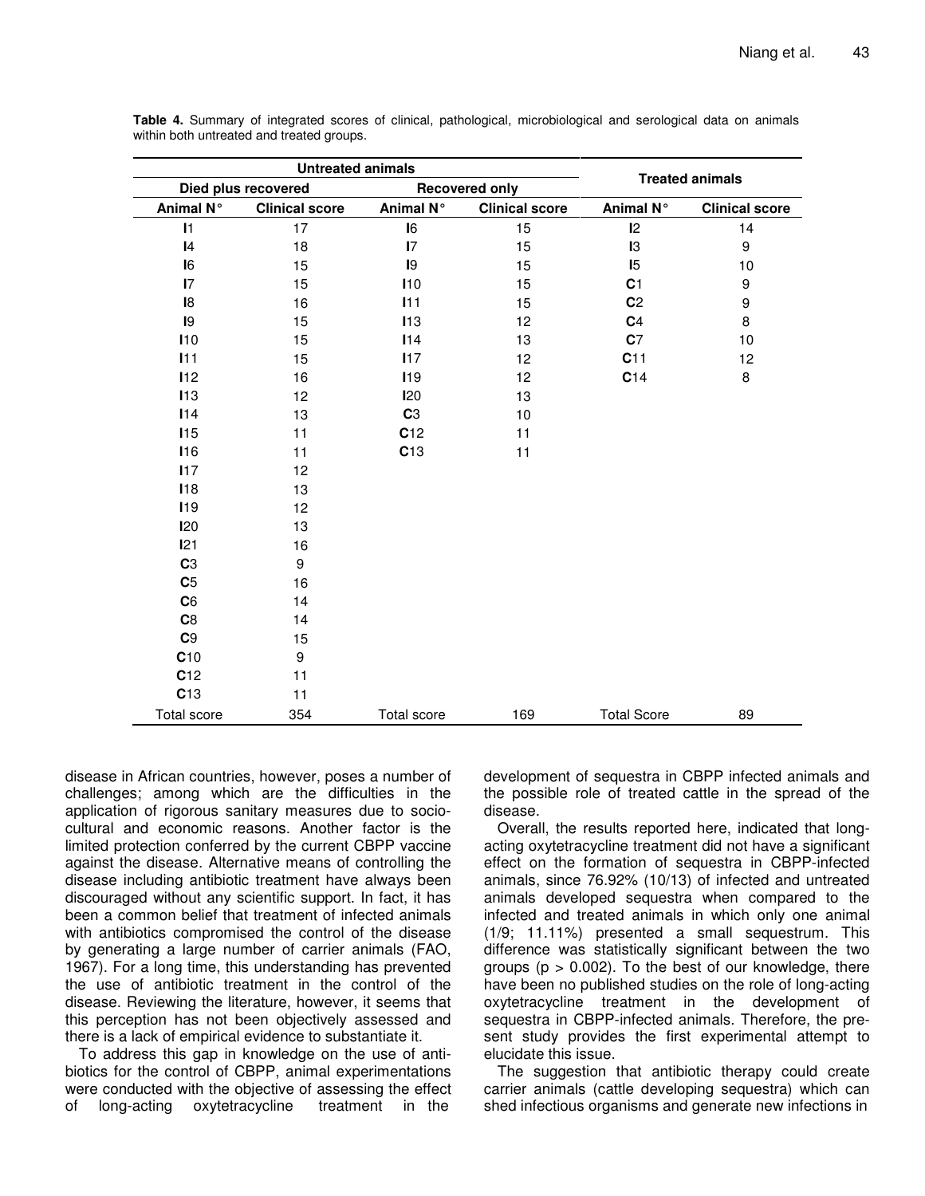**Table 4.** Summary of integrated scores of clinical, pathological, microbiological and serological data on animals within both untreated and treated groups.

| Untreated animals | | | | Treated animals | |
|---|---|---|---|---|---|
| Died plus recovered | | Recovered only | | | |
| Animal N° | Clinical score | Animal N° | Clinical score | Animal N° | Clinical score |
| I1 | 17 | I6 | 15 | I2 | 14 |
| I4 | 18 | I7 | 15 | I3 | 9 |
| I6 | 15 | I9 | 15 | I5 | 10 |
| I7 | 15 | I10 | 15 | C1 | 9 |
| I8 | 16 | I11 | 15 | C2 | 9 |
| I9 | 15 | I13 | 12 | C4 | 8 |
| I10 | 15 | I14 | 13 | C7 | 10 |
| I11 | 15 | I17 | 12 | C11 | 12 |
| I12 | 16 | I19 | 12 | C14 | 8 |
| I13 | 12 | I20 | 13 | | |
| I14 | 13 | C3 | 10 | | |
| I15 | 11 | C12 | 11 | | |
| I16 | 11 | C13 | 11 | | |
| I17 | 12 | | | | |
| I18 | 13 | | | | |
| I19 | 12 | | | | |
| I20 | 13 | | | | |
| I21 | 16 | | | | |
| C3 | 9 | | | | |
| C5 | 16 | | | | |
| C6 | 14 | | | | |
| C8 | 14 | | | | |
| C9 | 15 | | | | |
| C10 | 9 | | | | |
| C12 | 11 | | | | |
| C13 | 11 | | | | |
| Total score | 354 | Total score | 169 | Total Score | 89 |

disease in African countries, however, poses a number of challenges; among which are the difficulties in the application of rigorous sanitary measures due to sociocultural and economic reasons. Another factor is the limited protection conferred by the current CBPP vaccine against the disease. Alternative means of controlling the disease including antibiotic treatment have always been discouraged without any scientific support. In fact, it has been a common belief that treatment of infected animals with antibiotics compromised the control of the disease by generating a large number of carrier animals (FAO, 1967). For a long time, this understanding has prevented the use of antibiotic treatment in the control of the disease. Reviewing the literature, however, it seems that this perception has not been objectively assessed and there is a lack of empirical evidence to substantiate it.

To address this gap in knowledge on the use of antibiotics for the control of CBPP, animal experimentations were conducted with the objective of assessing the effect of long-acting oxytetracycline treatment in the development of sequestra in CBPP infected animals and the possible role of treated cattle in the spread of the disease.

Overall, the results reported here, indicated that long-acting oxytetracycline treatment did not have a significant effect on the formation of sequestra in CBPP-infected animals, since 76.92% (10/13) of infected and untreated animals developed sequestra when compared to the infected and treated animals in which only one animal (1/9; 11.11%) presented a small sequestrum. This difference was statistically significant between the two groups ($p > 0.002$). To the best of our knowledge, there have been no published studies on the role of long-acting oxytetracycline treatment in the development of sequestra in CBPP-infected animals. Therefore, the present study provides the first experimental attempt to elucidate this issue.

The suggestion that antibiotic therapy could create carrier animals (cattle developing sequestra) which can shed infectious organisms and generate new infections in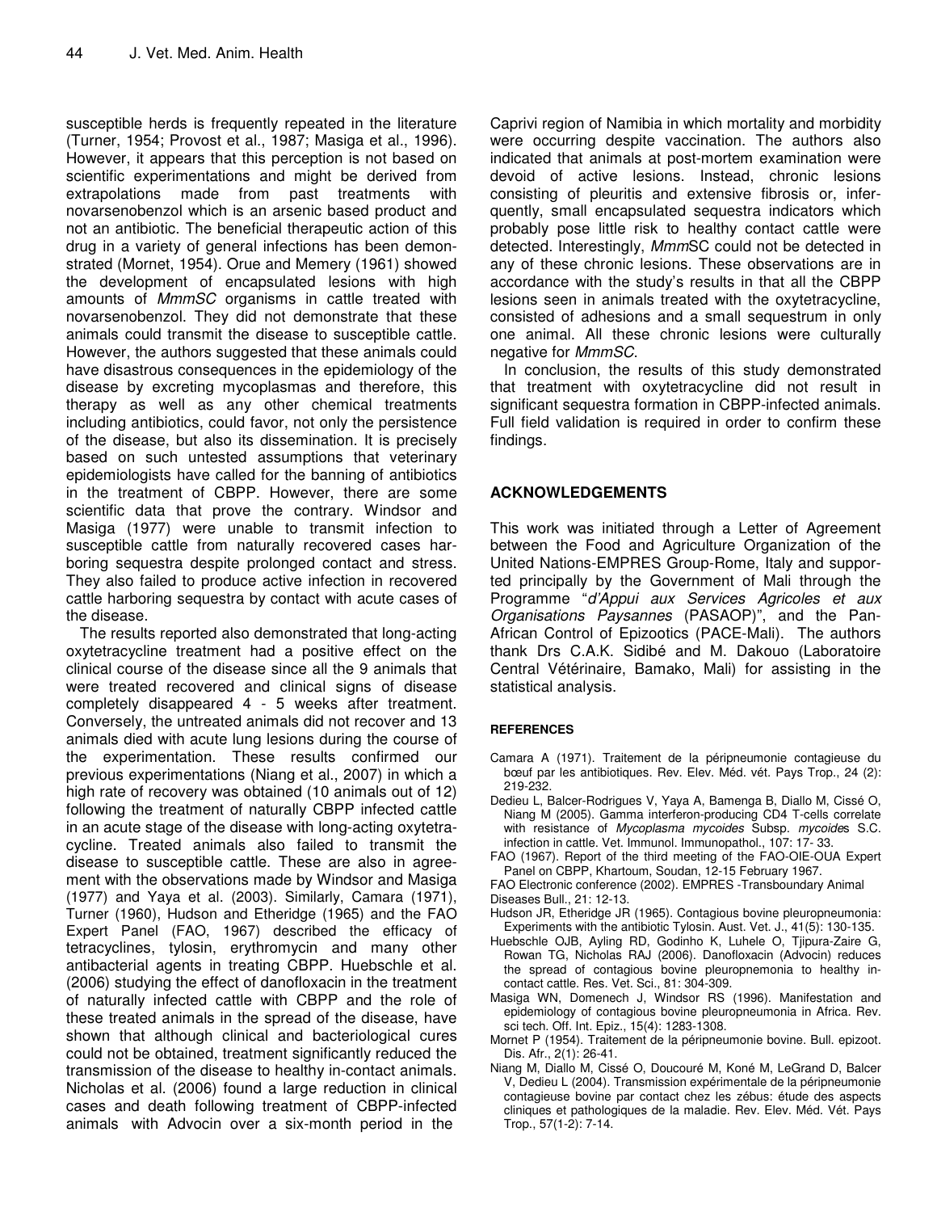susceptible herds is frequently repeated in the literature (Turner, 1954; Provost et al., 1987; Masiga et al., 1996). However, it appears that this perception is not based on scientific experimentations and might be derived from extrapolations made from past treatments with novarsenobenzol which is an arsenic based product and not an antibiotic. The beneficial therapeutic action of this drug in a variety of general infections has been demonstrated (Mornet, 1954). Orue and Memery (1961) showed the development of encapsulated lesions with high amounts of *MmmSC* organisms in cattle treated with novarsenobenzol. They did not demonstrate that these animals could transmit the disease to susceptible cattle. However, the authors suggested that these animals could have disastrous consequences in the epidemiology of the disease by excreting mycoplasmas and therefore, this therapy as well as any other chemical treatments including antibiotics, could favor, not only the persistence of the disease, but also its dissemination. It is precisely based on such untested assumptions that veterinary epidemiologists have called for the banning of antibiotics in the treatment of CBPP. However, there are some scientific data that prove the contrary. Windsor and Masiga (1977) were unable to transmit infection to susceptible cattle from naturally recovered cases harboring sequestra despite prolonged contact and stress. They also failed to produce active infection in recovered cattle harboring sequestra by contact with acute cases of the disease.

The results reported also demonstrated that long-acting oxytetracycline treatment had a positive effect on the clinical course of the disease since all the 9 animals that were treated recovered and clinical signs of disease completely disappeared 4 - 5 weeks after treatment. Conversely, the untreated animals did not recover and 13 animals died with acute lung lesions during the course of the experimentation. These results confirmed our previous experimentations (Niang et al., 2007) in which a high rate of recovery was obtained (10 animals out of 12) following the treatment of naturally CBPP infected cattle in an acute stage of the disease with long-acting oxytetracycline. Treated animals also failed to transmit the disease to susceptible cattle. These are also in agreement with the observations made by Windsor and Masiga (1977) and Yaya et al. (2003). Similarly, Camara (1971), Turner (1960), Hudson and Etheridge (1965) and the FAO Expert Panel (FAO, 1967) described the efficacy of tetracyclines, tylosin, erythromycin and many other antibacterial agents in treating CBPP. Huebschle et al. (2006) studying the effect of danofloxacin in the treatment of naturally infected cattle with CBPP and the role of these treated animals in the spread of the disease, have shown that although clinical and bacteriological cures could not be obtained, treatment significantly reduced the transmission of the disease to healthy in-contact animals. Nicholas et al. (2006) found a large reduction in clinical cases and death following treatment of CBPP-infected animals with Advocin over a six-month period in the Caprivi region of Namibia in which mortality and morbidity were occurring despite vaccination. The authors also indicated that animals at post-mortem examination were devoid of active lesions. Instead, chronic lesions consisting of pleuritis and extensive fibrosis or, inferquently, small encapsulated sequestra indicators which probably pose little risk to healthy contact cattle were detected. Interestingly, *Mmm*SC could not be detected in any of these chronic lesions. These observations are in accordance with the study's results in that all the CBPP lesions seen in animals treated with the oxytetracycline, consisted of adhesions and a small sequestrum in only one animal. All these chronic lesions were culturally negative for *MmmSC*.

In conclusion, the results of this study demonstrated that treatment with oxytetracycline did not result in significant sequestra formation in CBPP-infected animals. Full field validation is required in order to confirm these findings.

## ACKNOWLEDGEMENTS

This work was initiated through a Letter of Agreement between the Food and Agriculture Organization of the United Nations-EMPRES Group-Rome, Italy and supported principally by the Government of Mali through the Programme "*d'Appui aux Services Agricoles et aux Organisations Paysannes* (PASAOP)", and the Pan-African Control of Epizootics (PACE-Mali). The authors thank Drs C.A.K. Sidibé and M. Dakouo (Laboratoire Central Vétérinaire, Bamako, Mali) for assisting in the statistical analysis.

## REFERENCES

Camara A (1971). Traitement de la péripneumonie contagieuse du bœuf par les antibiotiques. Rev. Elev. Méd. vét. Pays Trop., 24 (2): 219-232.

Dedieu L, Balcer-Rodrigues V, Yaya A, Bamenga B, Diallo M, Cissé O, Niang M (2005). Gamma interferon-producing CD4 T-cells correlate with resistance of *Mycoplasma mycoides* Subsp. *mycoides* S.C. infection in cattle. Vet. Immunol. Immunopathol., 107: 17- 33.

FAO (1967). Report of the third meeting of the FAO-OIE-OUA Expert Panel on CBPP, Khartoum, Soudan, 12-15 February 1967.

FAO Electronic conference (2002). EMPRES -Transboundary Animal Diseases Bull., 21: 12-13.

Hudson JR, Etheridge JR (1965). Contagious bovine pleuropneumonia: Experiments with the antibiotic Tylosin. Aust. Vet. J., 41(5): 130-135.

Huebschle OJB, Ayling RD, Godinho K, Luhele O, Tjipura-Zaire G, Rowan TG, Nicholas RAJ (2006). Danofloxacin (Advocin) reduces the spread of contagious bovine pleuropnemonia to healthy in-contact cattle. Res. Vet. Sci., 81: 304-309.

Masiga WN, Domenech J, Windsor RS (1996). Manifestation and epidemiology of contagious bovine pleuropneumonia in Africa. Rev. sci tech. Off. Int. Epiz., 15(4): 1283-1308.

Mornet P (1954). Traitement de la péripneumonie bovine. Bull. epizoot. Dis. Afr., 2(1): 26-41.

Niang M, Diallo M, Cissé O, Doucouré M, Koné M, LeGrand D, Balcer V, Dedieu L (2004). Transmission expérimentale de la péripneumonie contagieuse bovine par contact chez les zébus: étude des aspects cliniques et pathologiques de la maladie. Rev. Elev. Méd. Vét. Pays Trop., 57(1-2): 7-14.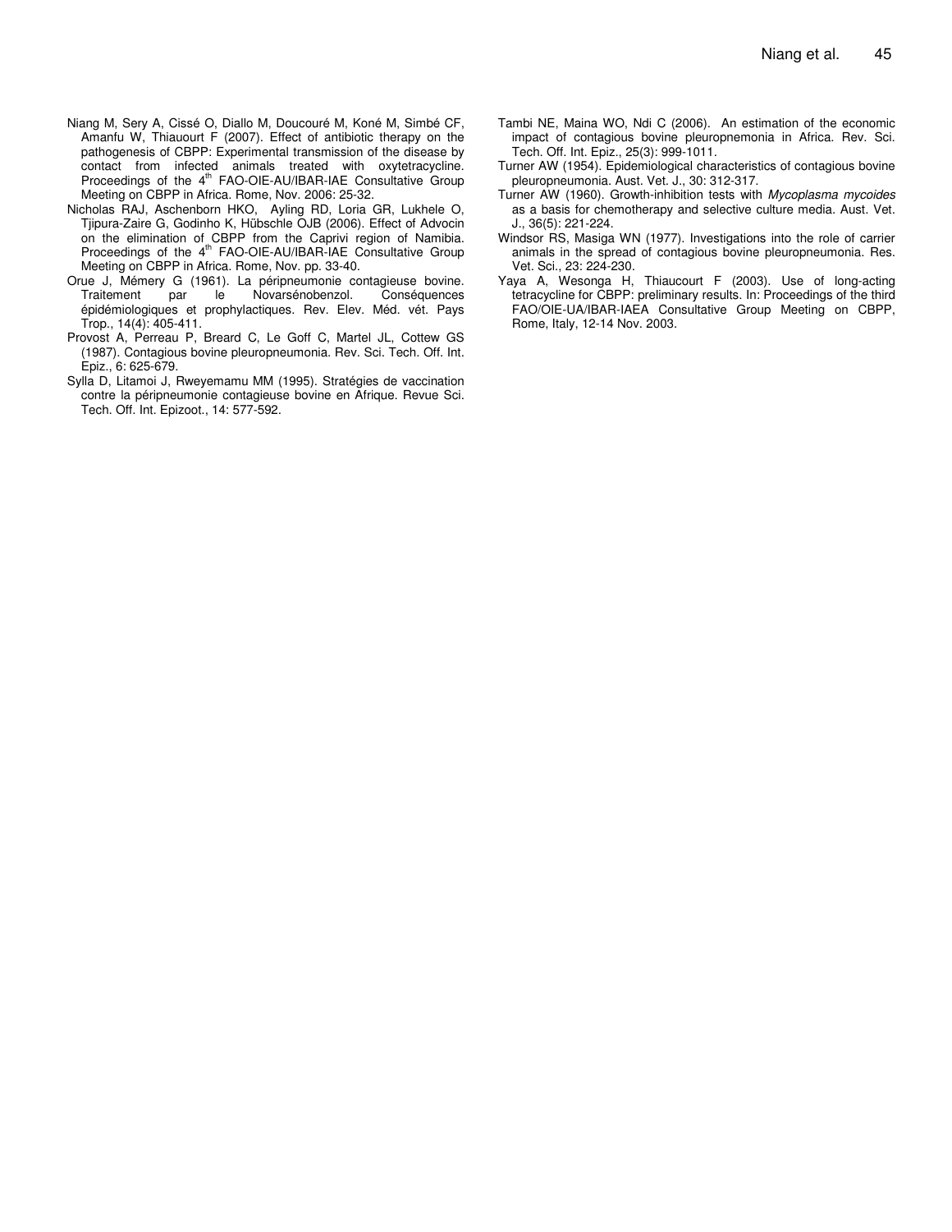Niang M, Sery A, Cissé O, Diallo M, Doucouré M, Koné M, Simbé CF, Amanfu W, Thiauourt F (2007). Effect of antibiotic therapy on the pathogenesis of CBPP: Experimental transmission of the disease by contact from infected animals treated with oxytetracycline. Proceedings of the 4th FAO-OIE-AU/IBAR-IAE Consultative Group Meeting on CBPP in Africa. Rome, Nov. 2006: 25-32.

Nicholas RAJ, Aschenborn HKO, Ayling RD, Loria GR, Lukhele O, Tjipura-Zaire G, Godinho K, Hübschle OJB (2006). Effect of Advocin on the elimination of CBPP from the Caprivi region of Namibia. Proceedings of the 4th FAO-OIE-AU/IBAR-IAE Consultative Group Meeting on CBPP in Africa. Rome, Nov. pp. 33-40.

Orue J, Mémery G (1961). La péripneumonie contagieuse bovine. Traitement par le Novarsénobenzol. Conséquences épidémiologiques et prophylactiques. Rev. Elev. Méd. vét. Pays Trop., 14(4): 405-411.

Provost A, Perreau P, Breard C, Le Goff C, Martel JL, Cottew GS (1987). Contagious bovine pleuropneumonia. Rev. Sci. Tech. Off. Int. Epiz., 6: 625-679.

Sylla D, Litamoi J, Rweyemamu MM (1995). Stratégies de vaccination contre la péripneumonie contagieuse bovine en Afrique. Revue Sci. Tech. Off. Int. Epizoot., 14: 577-592.

Tambi NE, Maina WO, Ndi C (2006). An estimation of the economic impact of contagious bovine pleuropnemonia in Africa. Rev. Sci. Tech. Off. Int. Epiz., 25(3): 999-1011.

Turner AW (1954). Epidemiological characteristics of contagious bovine pleuropneumonia. Aust. Vet. J., 30: 312-317.

Turner AW (1960). Growth-inhibition tests with *Mycoplasma mycoides* as a basis for chemotherapy and selective culture media. Aust. Vet. J., 36(5): 221-224.

Windsor RS, Masiga WN (1977). Investigations into the role of carrier animals in the spread of contagious bovine pleuropneumonia. Res. Vet. Sci., 23: 224-230.

Yaya A, Wesonga H, Thiaucourt F (2003). Use of long-acting tetracycline for CBPP: preliminary results. In: Proceedings of the third FAO/OIE-UA/IBAR-IAEA Consultative Group Meeting on CBPP, Rome, Italy, 12-14 Nov. 2003.